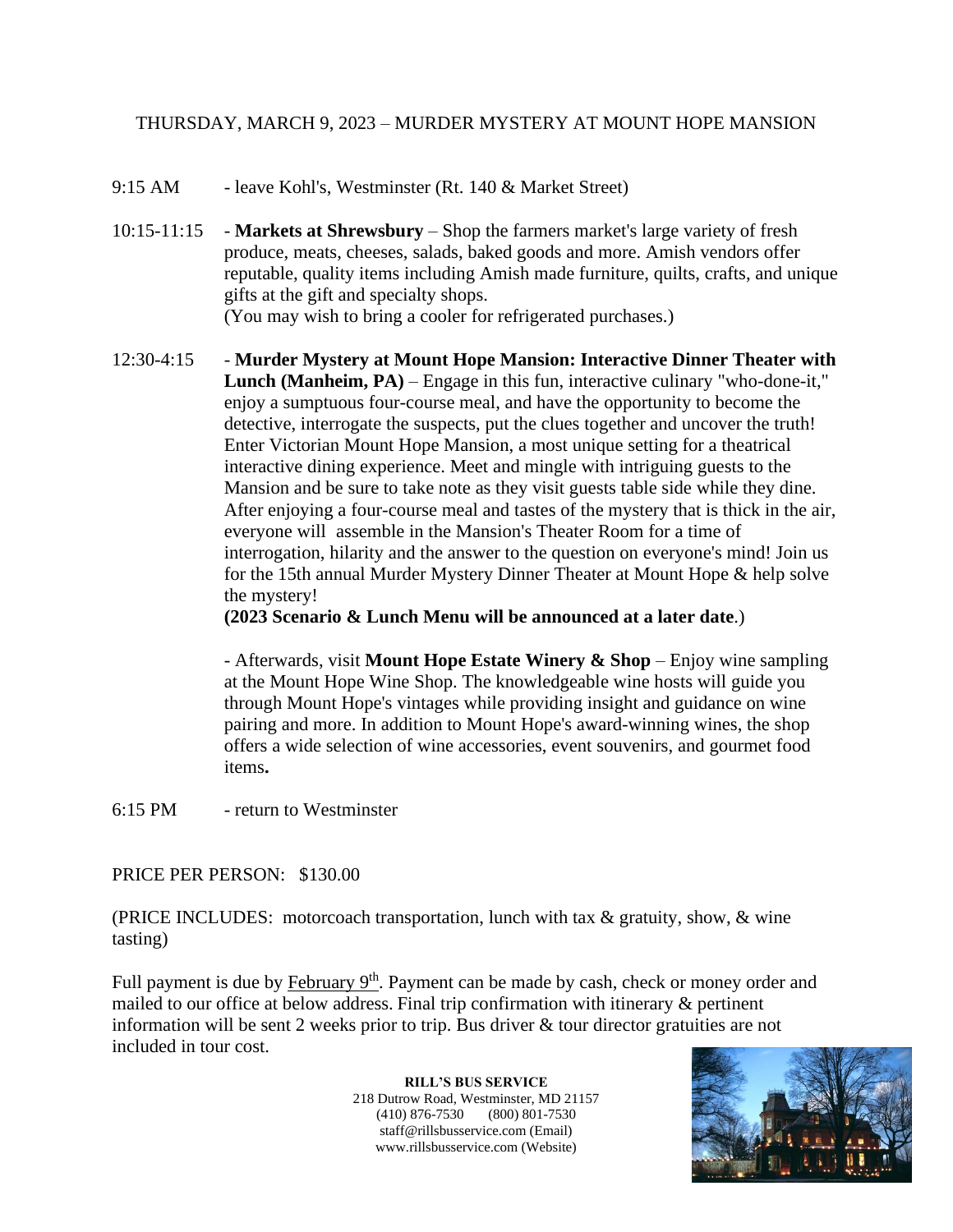THURSDAY, MARCH 9, 2023 – MURDER MYSTERY AT MOUNT HOPE MANSION

9:15 AM - leave Kohl's, Westminster (Rt. 140 & Market Street)

10:15-11:15 - **Markets at Shrewsbury** – Shop the farmers market's large variety of fresh produce, meats, cheeses, salads, baked goods and more. Amish vendors offer reputable, quality items including Amish made furniture, quilts, crafts, and unique gifts at the gift and specialty shops.
(You may wish to bring a cooler for refrigerated purchases.)

12:30-4:15 - **Murder Mystery at Mount Hope Mansion: Interactive Dinner Theater with Lunch (Manheim, PA)** – Engage in this fun, interactive culinary "who-done-it," enjoy a sumptuous four-course meal, and have the opportunity to become the detective, interrogate the suspects, put the clues together and uncover the truth! Enter Victorian Mount Hope Mansion, a most unique setting for a theatrical interactive dining experience. Meet and mingle with intriguing guests to the Mansion and be sure to take note as they visit guests table side while they dine. After enjoying a four-course meal and tastes of the mystery that is thick in the air, everyone will assemble in the Mansion's Theater Room for a time of interrogation, hilarity and the answer to the question on everyone's mind! Join us for the 15th annual Murder Mystery Dinner Theater at Mount Hope & help solve the mystery!
**(2023 Scenario & Lunch Menu will be announced at a later date**.)

- Afterwards, visit **Mount Hope Estate Winery & Shop** – Enjoy wine sampling at the Mount Hope Wine Shop. The knowledgeable wine hosts will guide you through Mount Hope's vintages while providing insight and guidance on wine pairing and more. In addition to Mount Hope's award-winning wines, the shop offers a wide selection of wine accessories, event souvenirs, and gourmet food items**.**

6:15 PM - return to Westminster

PRICE PER PERSON: $130.00

(PRICE INCLUDES: motorcoach transportation, lunch with tax & gratuity, show, & wine tasting)

Full payment is due by February 9th. Payment can be made by cash, check or money order and mailed to our office at below address. Final trip confirmation with itinerary & pertinent information will be sent 2 weeks prior to trip. Bus driver & tour director gratuities are not included in tour cost.

**RILL'S BUS SERVICE**
218 Dutrow Road, Westminster, MD 21157
(410) 876-7530 (800) 801-7530
staff@rillsbusservice.com (Email)
www.rillsbusservice.com (Website)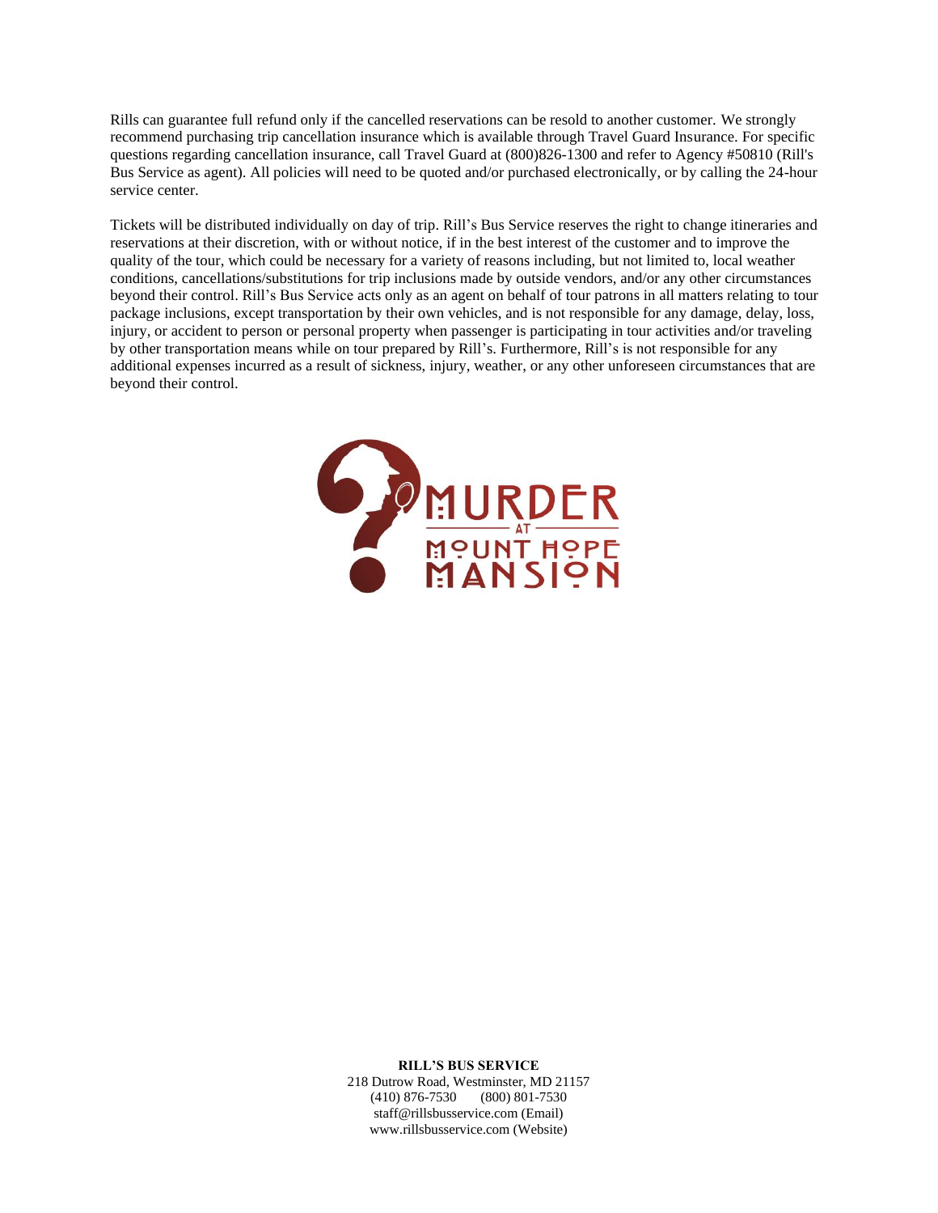Rills can guarantee full refund only if the cancelled reservations can be resold to another customer. We strongly recommend purchasing trip cancellation insurance which is available through Travel Guard Insurance. For specific questions regarding cancellation insurance, call Travel Guard at (800)826-1300 and refer to Agency #50810 (Rill's Bus Service as agent). All policies will need to be quoted and/or purchased electronically, or by calling the 24-hour service center.

Tickets will be distributed individually on day of trip. Rill's Bus Service reserves the right to change itineraries and reservations at their discretion, with or without notice, if in the best interest of the customer and to improve the quality of the tour, which could be necessary for a variety of reasons including, but not limited to, local weather conditions, cancellations/substitutions for trip inclusions made by outside vendors, and/or any other circumstances beyond their control. Rill's Bus Service acts only as an agent on behalf of tour patrons in all matters relating to tour package inclusions, except transportation by their own vehicles, and is not responsible for any damage, delay, loss, injury, or accident to person or personal property when passenger is participating in tour activities and/or traveling by other transportation means while on tour prepared by Rill's. Furthermore, Rill's is not responsible for any additional expenses incurred as a result of sickness, injury, weather, or any other unforeseen circumstances that are beyond their control.

MURDER AT MOUNT HOPE MANSION

**RILL'S BUS SERVICE**
218 Dutrow Road, Westminster, MD 21157
(410) 876-7530 (800) 801-7530
staff@rillsbusservice.com (Email)
www.rillsbusservice.com (Website)